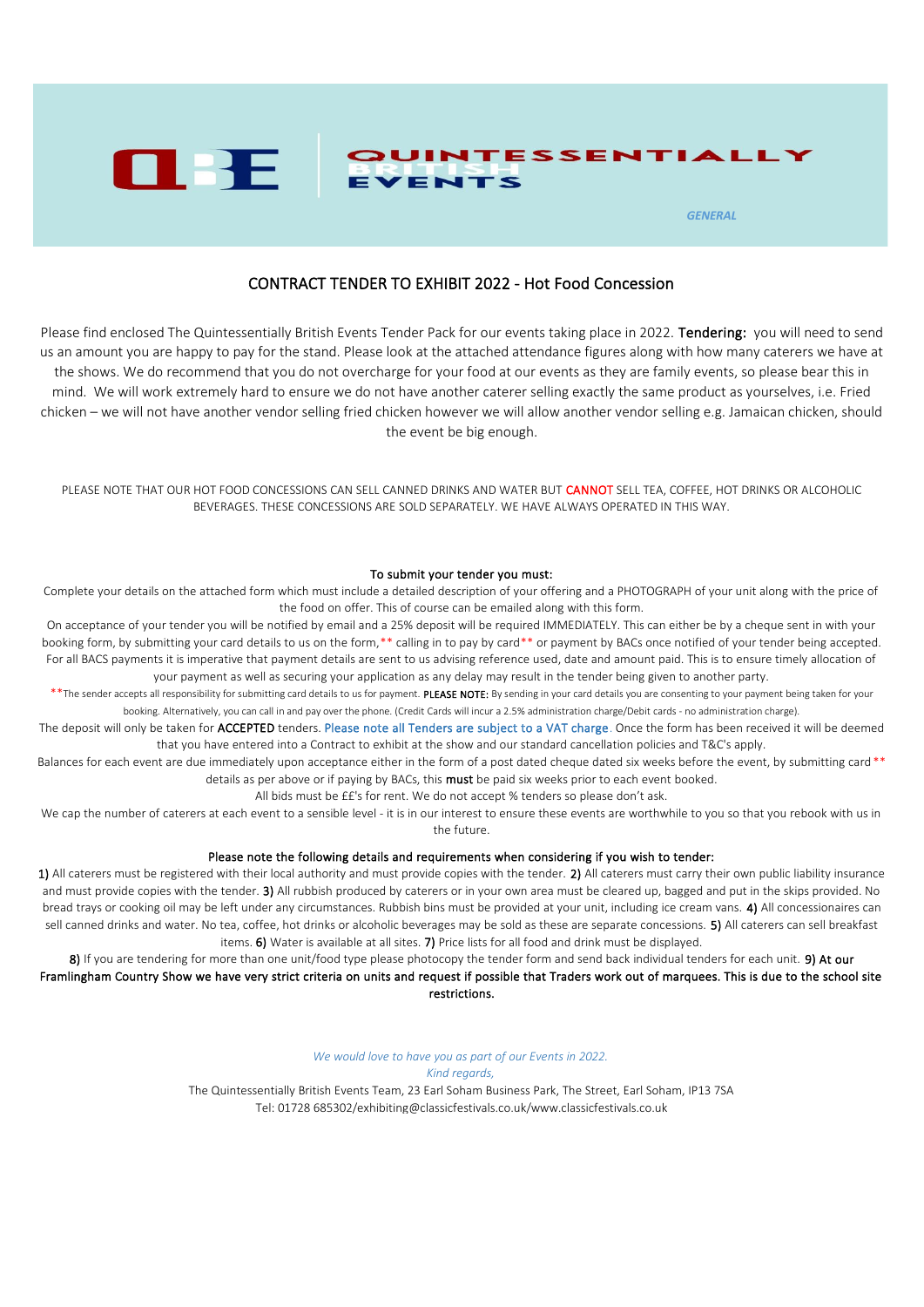QBE | QUINTESSENTIALLY BRITISH EVENTS

*GENERAL*

## CONTRACT TENDER TO EXHIBIT 2022 - Hot Food Concession

Please find enclosed The Quintessentially British Events Tender Pack for our events taking place in 2022. **Tendering:** you will need to send us an amount you are happy to pay for the stand. Please look at the attached attendance figures along with how many caterers we have at the shows. We do recommend that you do not overcharge for your food at our events as they are family events, so please bear this in mind. We will work extremely hard to ensure we do not have another caterer selling exactly the same product as yourselves, i.e. Fried chicken – we will not have another vendor selling fried chicken however we will allow another vendor selling e.g. Jamaican chicken, should the event be big enough.

PLEASE NOTE THAT OUR HOT FOOD CONCESSIONS CAN SELL CANNED DRINKS AND WATER BUT CANNOT SELL TEA, COFFEE, HOT DRINKS OR ALCOHOLIC BEVERAGES. THESE CONCESSIONS ARE SOLD SEPARATELY. WE HAVE ALWAYS OPERATED IN THIS WAY.

### To submit your tender you must:

Complete your details on the attached form which must include a detailed description of your offering and a PHOTOGRAPH of your unit along with the price of the food on offer. This of course can be emailed along with this form.

On acceptance of your tender you will be notified by email and a 25% deposit will be required IMMEDIATELY. This can either be by a cheque sent in with your booking form, by submitting your card details to us on the form,** calling in to pay by card** or payment by BACs once notified of your tender being accepted. For all BACS payments it is imperative that payment details are sent to us advising reference used, date and amount paid. This is to ensure timely allocation of your payment as well as securing your application as any delay may result in the tender being given to another party.

**The sender accepts all responsibility for submitting card details to us for payment. **PLEASE NOTE:** By sending in your card details you are consenting to your payment being taken for your booking. Alternatively, you can call in and pay over the phone. (Credit Cards will incur a 2.5% administration charge/Debit cards - no administration charge).

The deposit will only be taken for **ACCEPTED** tenders. Please note all Tenders are subject to a VAT charge. Once the form has been received it will be deemed that you have entered into a Contract to exhibit at the show and our standard cancellation policies and T&C's apply.

Balances for each event are due immediately upon acceptance either in the form of a post dated cheque dated six weeks before the event, by submitting card ** details as per above or if paying by BACs, this **must** be paid six weeks prior to each event booked.

All bids must be ££'s for rent. We do not accept % tenders so please don't ask.

We cap the number of caterers at each event to a sensible level - it is in our interest to ensure these events are worthwhile to you so that you rebook with us in the future.

### Please note the following details and requirements when considering if you wish to tender:

**1)** All caterers must be registered with their local authority and must provide copies with the tender. **2)** All caterers must carry their own public liability insurance and must provide copies with the tender. **3)** All rubbish produced by caterers or in your own area must be cleared up, bagged and put in the skips provided. No bread trays or cooking oil may be left under any circumstances. Rubbish bins must be provided at your unit, including ice cream vans. **4)** All concessionaires can sell canned drinks and water. No tea, coffee, hot drinks or alcoholic beverages may be sold as these are separate concessions. **5)** All caterers can sell breakfast items. **6)** Water is available at all sites. **7)** Price lists for all food and drink must be displayed.

**8)** If you are tendering for more than one unit/food type please photocopy the tender form and send back individual tenders for each unit. **9) At our Framlingham Country Show we have very strict criteria on units and request if possible that Traders work out of marquees. This is due to the school site restrictions.**

*We would love to have you as part of our Events in 2022.*

*Kind regards,*

The Quintessentially British Events Team, 23 Earl Soham Business Park, The Street, Earl Soham, IP13 7SA

Tel: 01728 685302/exhibiting@classicfestivals.co.uk/www.classicfestivals.co.uk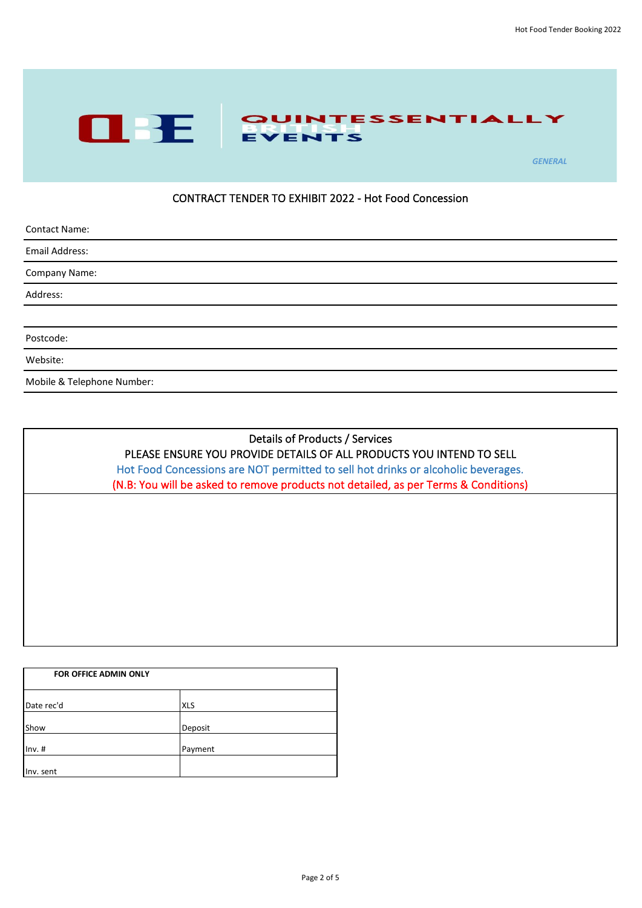QBE | QUINTESSENTIALLY BRITISH EVENTS

*GENERAL*

## CONTRACT TENDER TO EXHIBIT 2022 - Hot Food Concession

Contact Name:

Email Address:

Company Name:

Address:

Postcode:

Website:

Mobile & Telephone Number:

### Details of Products / Services

PLEASE ENSURE YOU PROVIDE DETAILS OF ALL PRODUCTS YOU INTEND TO SELL

Hot Food Concessions are NOT permitted to sell hot drinks or alcoholic beverages.

(N.B: You will be asked to remove products not detailed, as per Terms & Conditions)

| **FOR OFFICE ADMIN ONLY** | |
|---|---|
| Date rec'd | XLS |
| Show | Deposit |
| Inv. # | Payment |
| Inv. sent | |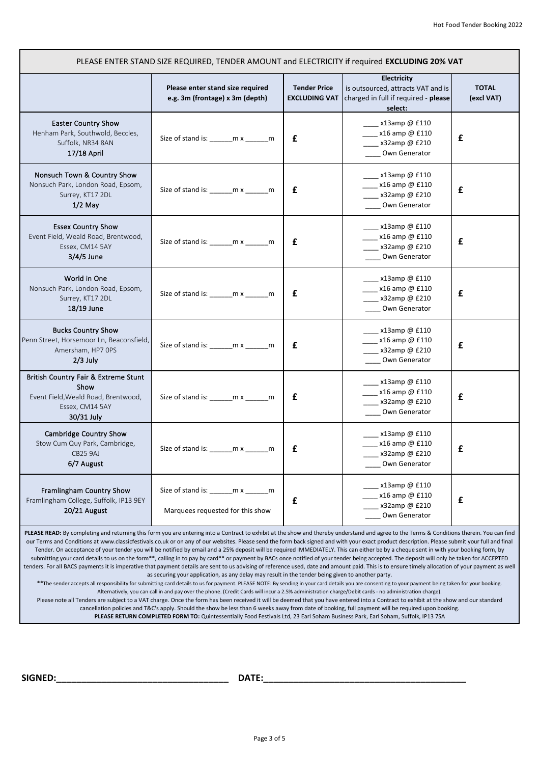| PLEASE ENTER STAND SIZE REQUIRED, TENDER AMOUNT and ELECTRICITY if required **EXCLUDING 20% VAT** | | | | |
|---|---|---|---|---|
| | **Please enter stand size required e.g. 3m (frontage) x 3m (depth)** | **Tender Price EXCLUDING VAT** | **Electricity** is outsourced, attracts VAT and is charged in full if required - **please select:** | **TOTAL (excl VAT)** |
| **Easter Country Show** Henham Park, Southwold, Beccles, Suffolk, NR34 8AN **17/18 April** | Size of stand is: ______m x ______m | **£** | ____ x13amp @ £110<br>____ x16 amp @ £110<br>____ x32amp @ £210<br>____ Own Generator | **£** |
| **Nonsuch Town & Country Show** Nonsuch Park, London Road, Epsom, Surrey, KT17 2DL **1/2 May** | Size of stand is: ______m x ______m | **£** | ____ x13amp @ £110<br>____ x16 amp @ £110<br>____ x32amp @ £210<br>____ Own Generator | **£** |
| **Essex Country Show** Event Field, Weald Road, Brentwood, Essex, CM14 5AY **3/4/5 June** | Size of stand is: ______m x ______m | **£** | ____ x13amp @ £110<br>____ x16 amp @ £110<br>____ x32amp @ £210<br>____ Own Generator | **£** |
| **World in One** Nonsuch Park, London Road, Epsom, Surrey, KT17 2DL **18/19 June** | Size of stand is: ______m x ______m | **£** | ____ x13amp @ £110<br>____ x16 amp @ £110<br>____ x32amp @ £210<br>____ Own Generator | **£** |
| **Bucks Country Show** Penn Street, Horsemoor Ln, Beaconsfield, Amersham, HP7 0PS **2/3 July** | Size of stand is: ______m x ______m | **£** | ____ x13amp @ £110<br>____ x16 amp @ £110<br>____ x32amp @ £210<br>____ Own Generator | **£** |
| **British Country Fair & Extreme Stunt Show** Event Field, Weald Road, Brentwood, Essex, CM14 5AY **30/31 July** | Size of stand is: ______m x ______m | **£** | ____ x13amp @ £110<br>____ x16 amp @ £110<br>____ x32amp @ £210<br>____ Own Generator | **£** |
| **Cambridge Country Show** Stow Cum Quy Park, Cambridge, CB25 9AJ **6/7 August** | Size of stand is: ______m x ______m | **£** | ____ x13amp @ £110<br>____ x16 amp @ £110<br>____ x32amp @ £210<br>____ Own Generator | **£** |
| **Framlingham Country Show** Framlingham College, Suffolk, IP13 9EY **20/21 August** | Size of stand is: ______m x ______m<br>Marquees requested for this show | **£** | ____ x13amp @ £110<br>____ x16 amp @ £110<br>____ x32amp @ £210<br>____ Own Generator | **£** |

**PLEASE READ:** By completing and returning this form you are entering into a Contract to exhibit at the show and thereby understand and agree to the Terms & Conditions therein. You can find our Terms and Conditions at www.classicfestivals.co.uk or on any of our websites. Please send the form back signed and with your exact product description. Please submit your full and final Tender. On acceptance of your tender you will be notified by email and a 25% deposit will be required IMMEDIATELY. This can either be by a cheque sent in with your booking form, by submitting your card details to us on the form**, calling in to pay by card** or payment by BACs once notified of your tender being accepted. The deposit will only be taken for ACCEPTED tenders. For all BACS payments it is imperative that payment details are sent to us advising of reference used, date and amount paid. This is to ensure timely allocation of your payment as well as securing your application, as any delay may result in the tender being given to another party.

**The sender accepts all responsibility for submitting card details to us for payment. PLEASE NOTE: By sending in your card details you are consenting to your payment being taken for your booking. Alternatively, you can call in and pay over the phone. (Credit Cards will incur a 2.5% administration charge/Debit cards - no administration charge).

Please note all Tenders are subject to a VAT charge. Once the form has been received it will be deemed that you have entered into a Contract to exhibit at the show and our standard cancellation policies and T&C's apply. Should the show be less than 6 weeks away from date of booking, full payment will be required upon booking.

**PLEASE RETURN COMPLETED FORM TO:** Quintessentially Food Festivals Ltd, 23 Earl Soham Business Park, Earl Soham, Suffolk, IP13 7SA

**SIGNED:**________________________________ **DATE:**______________________________________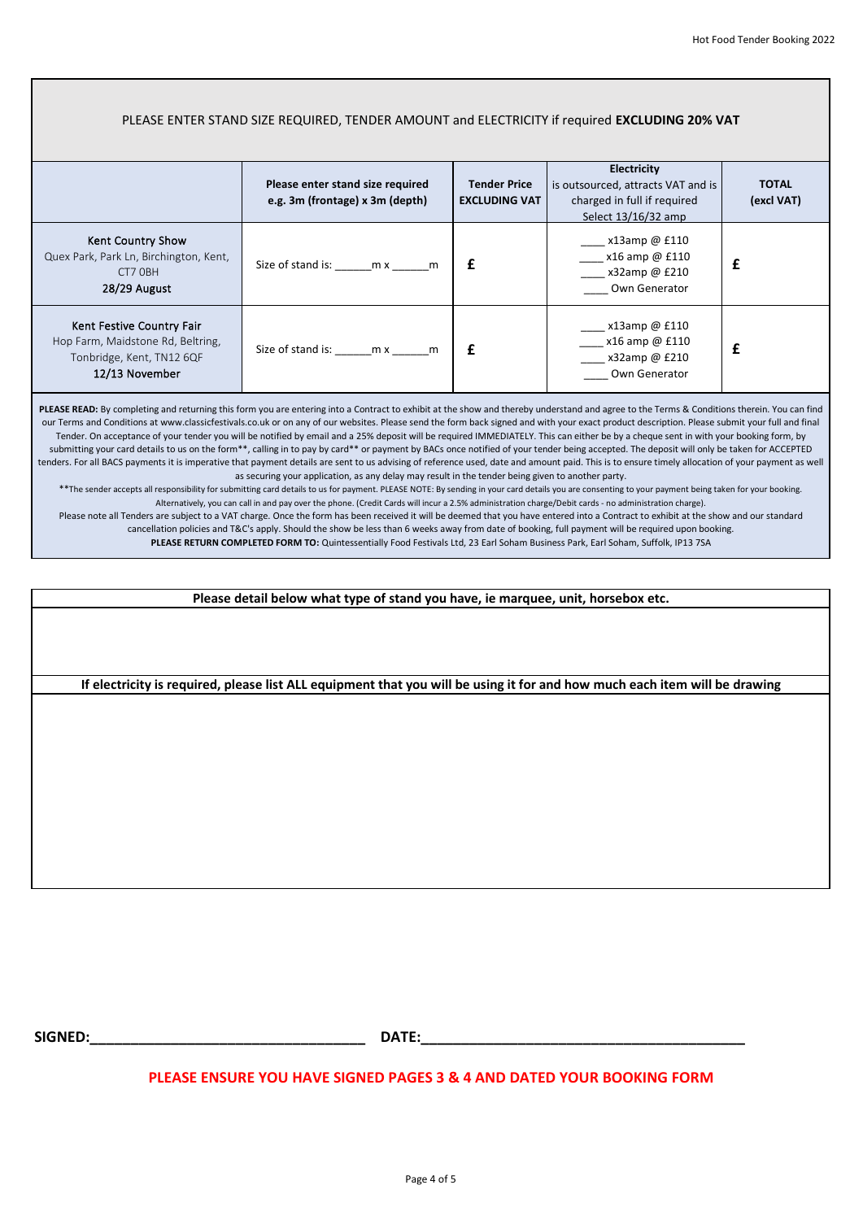PLEASE ENTER STAND SIZE REQUIRED, TENDER AMOUNT and ELECTRICITY if required **EXCLUDING 20% VAT**

| | **Please enter stand size required e.g. 3m (frontage) x 3m (depth)** | **Tender Price EXCLUDING VAT** | **Electricity** is outsourced, attracts VAT and is charged in full if required Select 13/16/32 amp | **TOTAL (excl VAT)** |
|---|---|---|---|---|
| Kent Country Show<br>Quex Park, Park Ln, Birchington, Kent, CT7 0BH<br>28/29 August | Size of stand is: ______m x ______m | **£** | ____ x13amp @ £110<br>____ x16 amp @ £110<br>____ x32amp @ £210<br>____ Own Generator | **£** |
| Kent Festive Country Fair<br>Hop Farm, Maidstone Rd, Beltring, Tonbridge, Kent, TN12 6QF<br>12/13 November | Size of stand is: ______m x ______m | **£** | ____ x13amp @ £110<br>____ x16 amp @ £110<br>____ x32amp @ £210<br>____ Own Generator | **£** |

**PLEASE READ:** By completing and returning this form you are entering into a Contract to exhibit at the show and thereby understand and agree to the Terms & Conditions therein. You can find our Terms and Conditions at www.classicfestivals.co.uk or on any of our websites. Please send the form back signed and with your exact product description. Please submit your full and final Tender. On acceptance of your tender you will be notified by email and a 25% deposit will be required IMMEDIATELY. This can either be by a cheque sent in with your booking form, by submitting your card details to us on the form**, calling in to pay by card** or payment by BACs once notified of your tender being accepted. The deposit will only be taken for ACCEPTED tenders. For all BACS payments it is imperative that payment details are sent to us advising of reference used, date and amount paid. This is to ensure timely allocation of your payment as well as securing your application, as any delay may result in the tender being given to another party.

**The sender accepts all responsibility for submitting card details to us for payment. PLEASE NOTE: By sending in your card details you are consenting to your payment being taken for your booking. Alternatively, you can call in and pay over the phone. (Credit Cards will incur a 2.5% administration charge/Debit cards - no administration charge).

Please note all Tenders are subject to a VAT charge. Once the form has been received it will be deemed that you have entered into a Contract to exhibit at the show and our standard cancellation policies and T&C's apply. Should the show be less than 6 weeks away from date of booking, full payment will be required upon booking.

**PLEASE RETURN COMPLETED FORM TO:** Quintessentially Food Festivals Ltd, 23 Earl Soham Business Park, Earl Soham, Suffolk, IP13 7SA

**Please detail below what type of stand you have, ie marquee, unit, horsebox etc.**

**If electricity is required, please list ALL equipment that you will be using it for and how much each item will be drawing**

**SIGNED:**___________________________________ **DATE:**_________________________________________

**PLEASE ENSURE YOU HAVE SIGNED PAGES 3 & 4 AND DATED YOUR BOOKING FORM**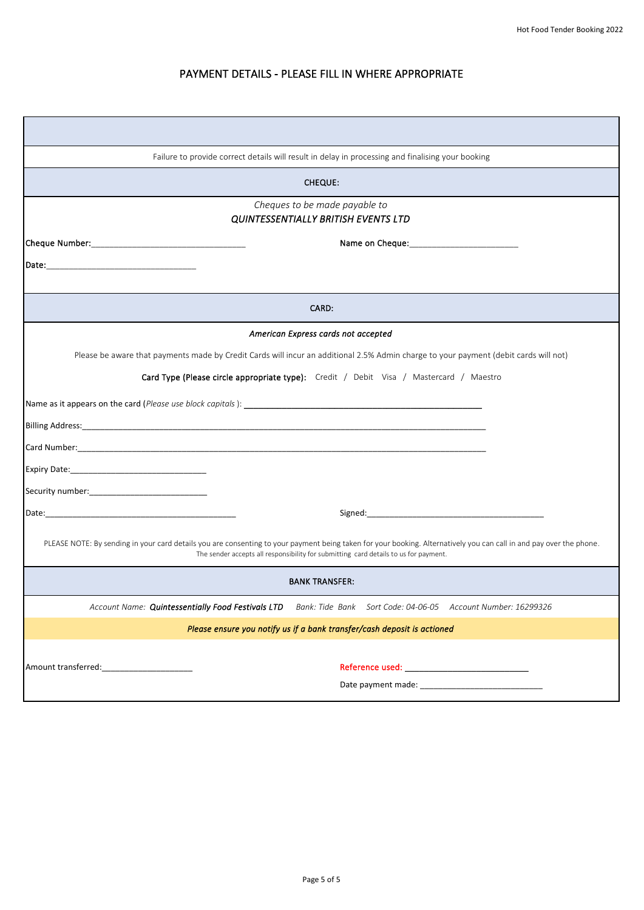## PAYMENT DETAILS - PLEASE FILL IN WHERE APPROPRIATE

Failure to provide correct details will result in delay in processing and finalising your booking

### CHEQUE:

*Cheques to be made payable to*
***QUINTESSENTIALLY BRITISH EVENTS LTD***

Cheque Number:_________________________________ Name on Cheque:_______________________

Date:_________________________________

### CARD:

***American Express cards not accepted***

Please be aware that payments made by Credit Cards will incur an additional 2.5% Admin charge to your payment (debit cards will not)

**Card Type (Please circle appropriate type):** Credit / Debit Visa / Mastercard / Maestro

Name as it appears on the card (*Please use block capitals* ): ____________________________________________________

Billing Address:________________________________________________________________________________________

Card Number:__________________________________________________________________________________________

Expiry Date:______________________________

Security number:__________________________

Date:__________________________________________ Signed:______________________________________

PLEASE NOTE: By sending in your card details you are consenting to your payment being taken for your booking. Alternatively you can call in and pay over the phone.
The sender accepts all responsibility for submitting card details to us for payment.

### BANK TRANSFER:

*Account Name:* ***Quintessentially Food Festivals LTD*** *Bank: Tide Bank* *Sort Code: 04-06-05* *Account Number: 16299326*

***Please ensure you notify us if a bank transfer/cash deposit is actioned***

Amount transferred:____________________ **Reference used:** ___________________________

Date payment made: ___________________________